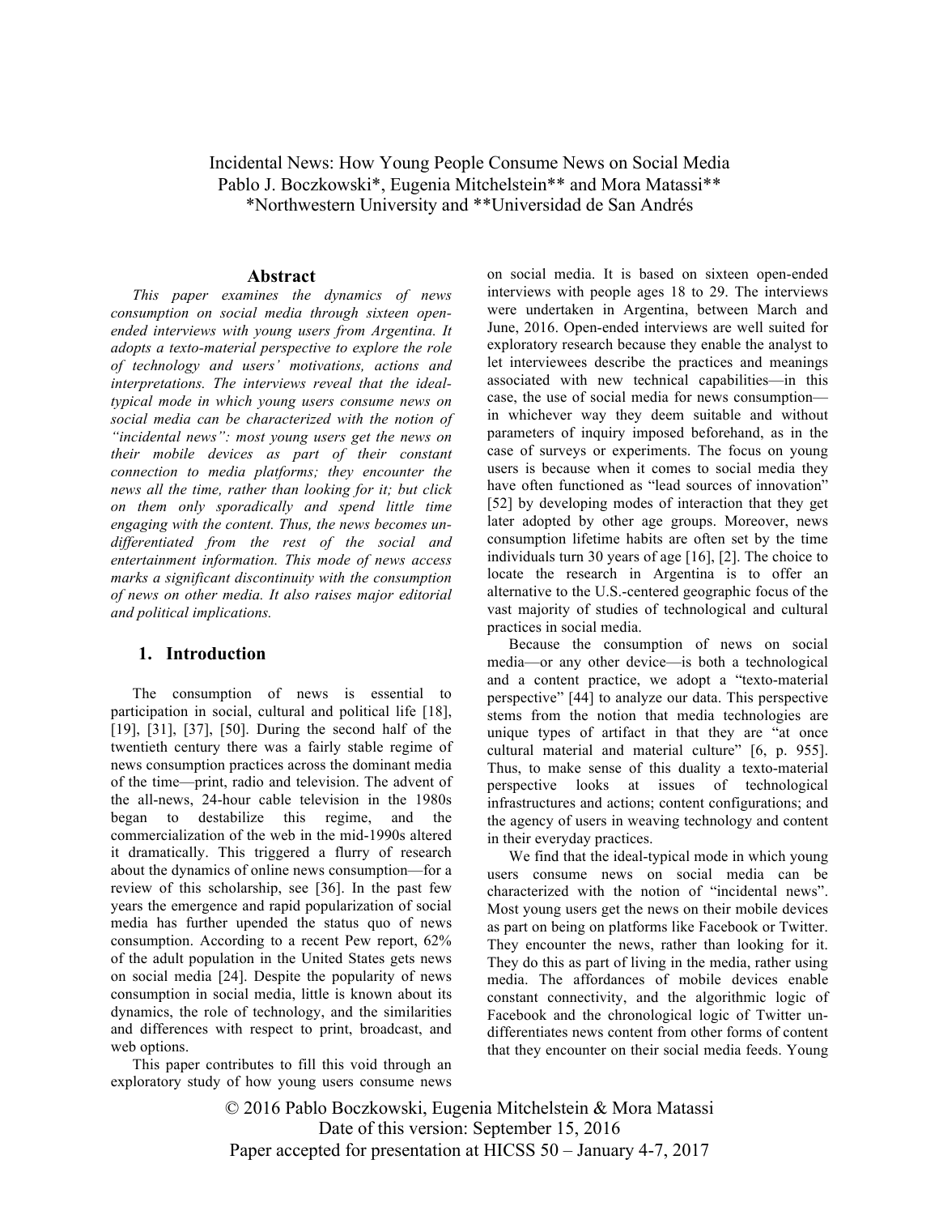# Incidental News: How Young People Consume News on Social Media

Pablo J. Boczkowski*, Eugenia Mitchelstein** and Mora Matassi**

*Northwestern University and **Universidad de San Andrés

## Abstract

*This paper examines the dynamics of news consumption on social media through sixteen open-ended interviews with young users from Argentina. It adopts a texto-material perspective to explore the role of technology and users' motivations, actions and interpretations. The interviews reveal that the ideal-typical mode in which young users consume news on social media can be characterized with the notion of "incidental news": most young users get the news on their mobile devices as part of their constant connection to media platforms; they encounter the news all the time, rather than looking for it; but click on them only sporadically and spend little time engaging with the content. Thus, the news becomes un-differentiated from the rest of the social and entertainment information. This mode of news access marks a significant discontinuity with the consumption of news on other media. It also raises major editorial and political implications.*

## 1. Introduction

The consumption of news is essential to participation in social, cultural and political life [18], [19], [31], [37], [50]. During the second half of the twentieth century there was a fairly stable regime of news consumption practices across the dominant media of the time—print, radio and television. The advent of the all-news, 24-hour cable television in the 1980s began to destabilize this regime, and the commercialization of the web in the mid-1990s altered it dramatically. This triggered a flurry of research about the dynamics of online news consumption—for a review of this scholarship, see [36]. In the past few years the emergence and rapid popularization of social media has further upended the status quo of news consumption. According to a recent Pew report, 62% of the adult population in the United States gets news on social media [24]. Despite the popularity of news consumption in social media, little is known about its dynamics, the role of technology, and the similarities and differences with respect to print, broadcast, and web options.

This paper contributes to fill this void through an exploratory study of how young users consume news on social media. It is based on sixteen open-ended interviews with people ages 18 to 29. The interviews were undertaken in Argentina, between March and June, 2016. Open-ended interviews are well suited for exploratory research because they enable the analyst to let interviewees describe the practices and meanings associated with new technical capabilities—in this case, the use of social media for news consumption—in whichever way they deem suitable and without parameters of inquiry imposed beforehand, as in the case of surveys or experiments. The focus on young users is because when it comes to social media they have often functioned as "lead sources of innovation" [52] by developing modes of interaction that they get later adopted by other age groups. Moreover, news consumption lifetime habits are often set by the time individuals turn 30 years of age [16], [2]. The choice to locate the research in Argentina is to offer an alternative to the U.S.-centered geographic focus of the vast majority of studies of technological and cultural practices in social media.

Because the consumption of news on social media—or any other device—is both a technological and a content practice, we adopt a "texto-material perspective" [44] to analyze our data. This perspective stems from the notion that media technologies are unique types of artifact in that they are "at once cultural material and material culture" [6, p. 955]. Thus, to make sense of this duality a texto-material perspective looks at issues of technological infrastructures and actions; content configurations; and the agency of users in weaving technology and content in their everyday practices.

We find that the ideal-typical mode in which young users consume news on social media can be characterized with the notion of "incidental news". Most young users get the news on their mobile devices as part on being on platforms like Facebook or Twitter. They encounter the news, rather than looking for it. They do this as part of living in the media, rather using media. The affordances of mobile devices enable constant connectivity, and the algorithmic logic of Facebook and the chronological logic of Twitter un-differentiates news content from other forms of content that they encounter on their social media feeds. Young

© 2016 Pablo Boczkowski, Eugenia Mitchelstein & Mora Matassi
Date of this version: September 15, 2016
Paper accepted for presentation at HICSS 50 – January 4-7, 2017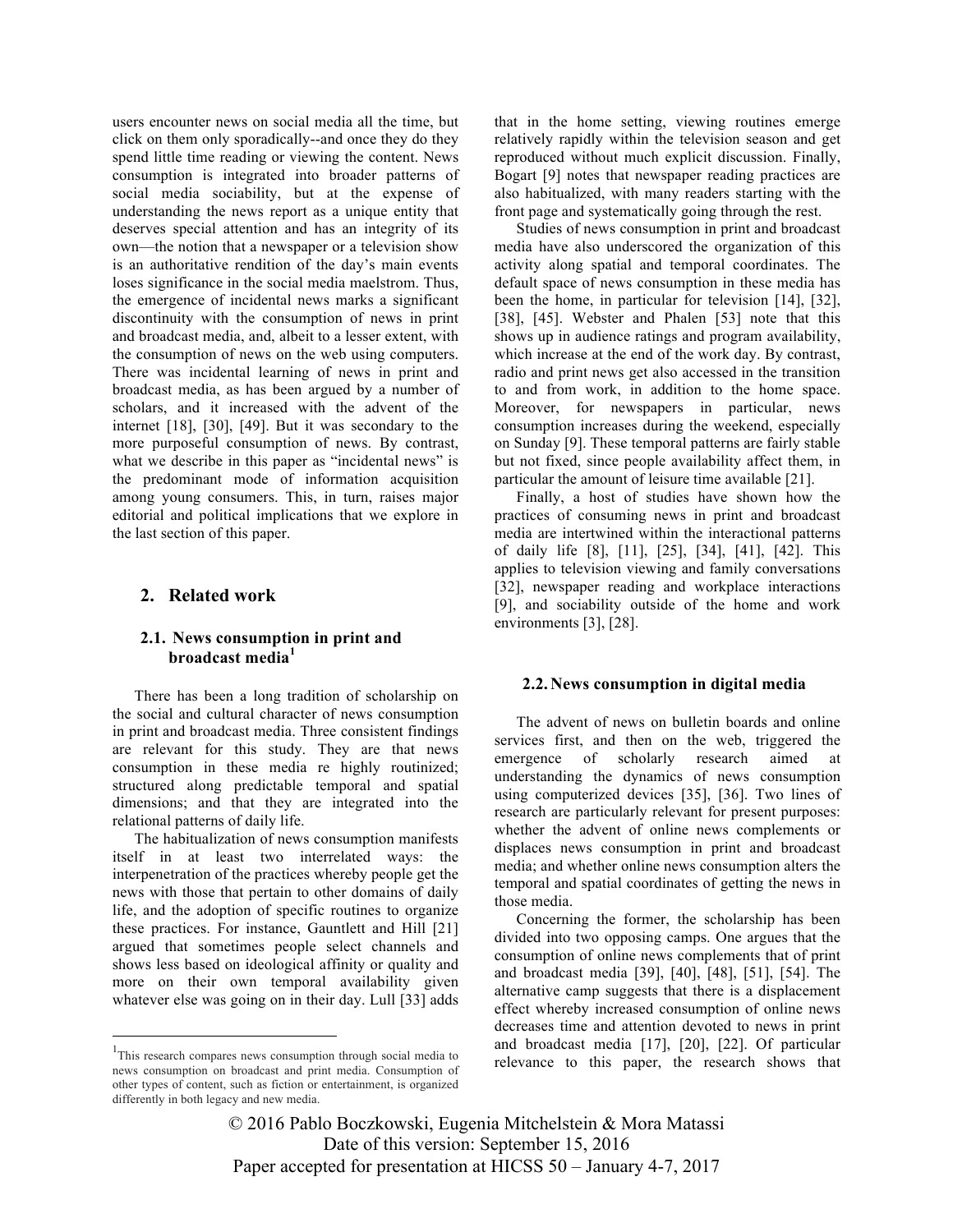users encounter news on social media all the time, but click on them only sporadically--and once they do they spend little time reading or viewing the content. News consumption is integrated into broader patterns of social media sociability, but at the expense of understanding the news report as a unique entity that deserves special attention and has an integrity of its own—the notion that a newspaper or a television show is an authoritative rendition of the day's main events loses significance in the social media maelstrom. Thus, the emergence of incidental news marks a significant discontinuity with the consumption of news in print and broadcast media, and, albeit to a lesser extent, with the consumption of news on the web using computers. There was incidental learning of news in print and broadcast media, as has been argued by a number of scholars, and it increased with the advent of the internet [18], [30], [49]. But it was secondary to the more purposeful consumption of news. By contrast, what we describe in this paper as "incidental news" is the predominant mode of information acquisition among young consumers. This, in turn, raises major editorial and political implications that we explore in the last section of this paper.

## 2. Related work

### 2.1. News consumption in print and broadcast media[1]

There has been a long tradition of scholarship on the social and cultural character of news consumption in print and broadcast media. Three consistent findings are relevant for this study. They are that news consumption in these media re highly routinized; structured along predictable temporal and spatial dimensions; and that they are integrated into the relational patterns of daily life.

The habitualization of news consumption manifests itself in at least two interrelated ways: the interpenetration of the practices whereby people get the news with those that pertain to other domains of daily life, and the adoption of specific routines to organize these practices. For instance, Gauntlett and Hill [21] argued that sometimes people select channels and shows less based on ideological affinity or quality and more on their own temporal availability given whatever else was going on in their day. Lull [33] adds that in the home setting, viewing routines emerge relatively rapidly within the television season and get reproduced without much explicit discussion. Finally, Bogart [9] notes that newspaper reading practices are also habitualized, with many readers starting with the front page and systematically going through the rest.

Studies of news consumption in print and broadcast media have also underscored the organization of this activity along spatial and temporal coordinates. The default space of news consumption in these media has been the home, in particular for television [14], [32], [38], [45]. Webster and Phalen [53] note that this shows up in audience ratings and program availability, which increase at the end of the work day. By contrast, radio and print news get also accessed in the transition to and from work, in addition to the home space. Moreover, for newspapers in particular, news consumption increases during the weekend, especially on Sunday [9]. These temporal patterns are fairly stable but not fixed, since people availability affect them, in particular the amount of leisure time available [21].

Finally, a host of studies have shown how the practices of consuming news in print and broadcast media are intertwined within the interactional patterns of daily life [8], [11], [25], [34], [41], [42]. This applies to television viewing and family conversations [32], newspaper reading and workplace interactions [9], and sociability outside of the home and work environments [3], [28].

### 2.2. News consumption in digital media

The advent of news on bulletin boards and online services first, and then on the web, triggered the emergence of scholarly research aimed at understanding the dynamics of news consumption using computerized devices [35], [36]. Two lines of research are particularly relevant for present purposes: whether the advent of online news complements or displaces news consumption in print and broadcast media; and whether online news consumption alters the temporal and spatial coordinates of getting the news in those media.

Concerning the former, the scholarship has been divided into two opposing camps. One argues that the consumption of online news complements that of print and broadcast media [39], [40], [48], [51], [54]. The alternative camp suggests that there is a displacement effect whereby increased consumption of online news decreases time and attention devoted to news in print and broadcast media [17], [20], [22]. Of particular relevance to this paper, the research shows that

[1] This research compares news consumption through social media to news consumption on broadcast and print media. Consumption of other types of content, such as fiction or entertainment, is organized differently in both legacy and new media.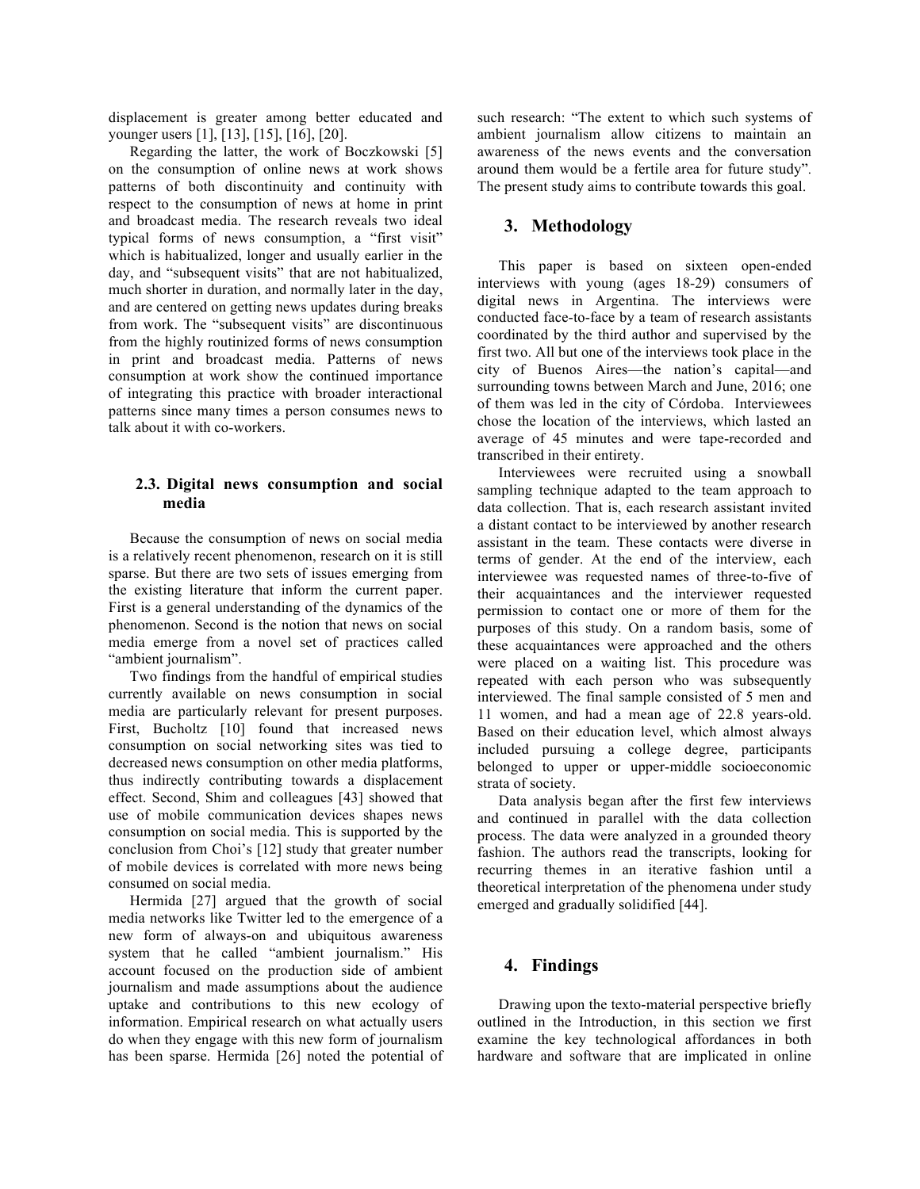displacement is greater among better educated and younger users [1], [13], [15], [16], [20].

Regarding the latter, the work of Boczkowski [5] on the consumption of online news at work shows patterns of both discontinuity and continuity with respect to the consumption of news at home in print and broadcast media. The research reveals two ideal typical forms of news consumption, a "first visit" which is habitualized, longer and usually earlier in the day, and "subsequent visits" that are not habitualized, much shorter in duration, and normally later in the day, and are centered on getting news updates during breaks from work. The "subsequent visits" are discontinuous from the highly routinized forms of news consumption in print and broadcast media. Patterns of news consumption at work show the continued importance of integrating this practice with broader interactional patterns since many times a person consumes news to talk about it with co-workers.

### 2.3. Digital news consumption and social media

Because the consumption of news on social media is a relatively recent phenomenon, research on it is still sparse. But there are two sets of issues emerging from the existing literature that inform the current paper. First is a general understanding of the dynamics of the phenomenon. Second is the notion that news on social media emerge from a novel set of practices called "ambient journalism".

Two findings from the handful of empirical studies currently available on news consumption in social media are particularly relevant for present purposes. First, Bucholtz [10] found that increased news consumption on social networking sites was tied to decreased news consumption on other media platforms, thus indirectly contributing towards a displacement effect. Second, Shim and colleagues [43] showed that use of mobile communication devices shapes news consumption on social media. This is supported by the conclusion from Choi's [12] study that greater number of mobile devices is correlated with more news being consumed on social media.

Hermida [27] argued that the growth of social media networks like Twitter led to the emergence of a new form of always-on and ubiquitous awareness system that he called "ambient journalism." His account focused on the production side of ambient journalism and made assumptions about the audience uptake and contributions to this new ecology of information. Empirical research on what actually users do when they engage with this new form of journalism has been sparse. Hermida [26] noted the potential of such research: "The extent to which such systems of ambient journalism allow citizens to maintain an awareness of the news events and the conversation around them would be a fertile area for future study". The present study aims to contribute towards this goal.

## 3. Methodology

This paper is based on sixteen open-ended interviews with young (ages 18-29) consumers of digital news in Argentina. The interviews were conducted face-to-face by a team of research assistants coordinated by the third author and supervised by the first two. All but one of the interviews took place in the city of Buenos Aires—the nation's capital—and surrounding towns between March and June, 2016; one of them was led in the city of Córdoba. Interviewees chose the location of the interviews, which lasted an average of 45 minutes and were tape-recorded and transcribed in their entirety.

Interviewees were recruited using a snowball sampling technique adapted to the team approach to data collection. That is, each research assistant invited a distant contact to be interviewed by another research assistant in the team. These contacts were diverse in terms of gender. At the end of the interview, each interviewee was requested names of three-to-five of their acquaintances and the interviewer requested permission to contact one or more of them for the purposes of this study. On a random basis, some of these acquaintances were approached and the others were placed on a waiting list. This procedure was repeated with each person who was subsequently interviewed. The final sample consisted of 5 men and 11 women, and had a mean age of 22.8 years-old. Based on their education level, which almost always included pursuing a college degree, participants belonged to upper or upper-middle socioeconomic strata of society.

Data analysis began after the first few interviews and continued in parallel with the data collection process. The data were analyzed in a grounded theory fashion. The authors read the transcripts, looking for recurring themes in an iterative fashion until a theoretical interpretation of the phenomena under study emerged and gradually solidified [44].

## 4. Findings

Drawing upon the texto-material perspective briefly outlined in the Introduction, in this section we first examine the key technological affordances in both hardware and software that are implicated in online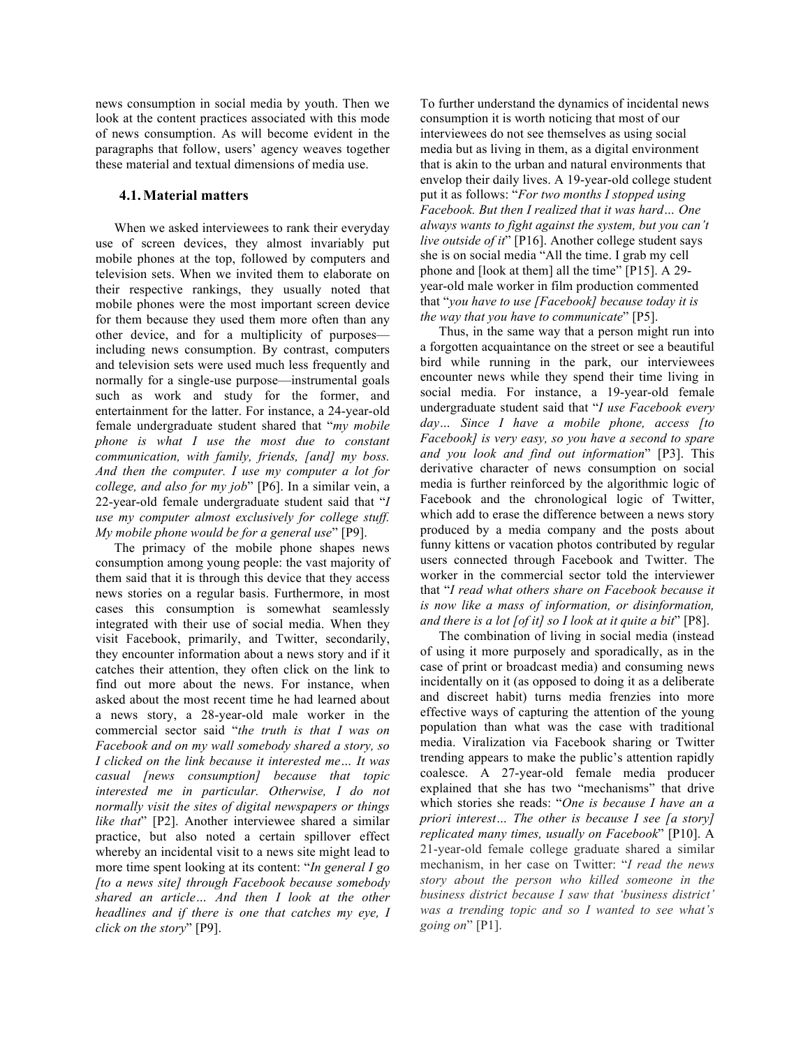news consumption in social media by youth. Then we look at the content practices associated with this mode of news consumption. As will become evident in the paragraphs that follow, users' agency weaves together these material and textual dimensions of media use.

### 4.1. Material matters

When we asked interviewees to rank their everyday use of screen devices, they almost invariably put mobile phones at the top, followed by computers and television sets. When we invited them to elaborate on their respective rankings, they usually noted that mobile phones were the most important screen device for them because they used them more often than any other device, and for a multiplicity of purposes—including news consumption. By contrast, computers and television sets were used much less frequently and normally for a single-use purpose—instrumental goals such as work and study for the former, and entertainment for the latter. For instance, a 24-year-old female undergraduate student shared that "*my mobile phone is what I use the most due to constant communication, with family, friends, [and] my boss. And then the computer. I use my computer a lot for college, and also for my job*" [P6]. In a similar vein, a 22-year-old female undergraduate student said that "*I use my computer almost exclusively for college stuff. My mobile phone would be for a general use*" [P9].

The primacy of the mobile phone shapes news consumption among young people: the vast majority of them said that it is through this device that they access news stories on a regular basis. Furthermore, in most cases this consumption is somewhat seamlessly integrated with their use of social media. When they visit Facebook, primarily, and Twitter, secondarily, they encounter information about a news story and if it catches their attention, they often click on the link to find out more about the news. For instance, when asked about the most recent time he had learned about a news story, a 28-year-old male worker in the commercial sector said "*the truth is that I was on Facebook and on my wall somebody shared a story, so I clicked on the link because it interested me… It was casual [news consumption] because that topic interested me in particular. Otherwise, I do not normally visit the sites of digital newspapers or things like that*" [P2]. Another interviewee shared a similar practice, but also noted a certain spillover effect whereby an incidental visit to a news site might lead to more time spent looking at its content: "*In general I go [to a news site] through Facebook because somebody shared an article… And then I look at the other headlines and if there is one that catches my eye, I click on the story*" [P9].

To further understand the dynamics of incidental news consumption it is worth noticing that most of our interviewees do not see themselves as using social media but as living in them, as a digital environment that is akin to the urban and natural environments that envelop their daily lives. A 19-year-old college student put it as follows: "*For two months I stopped using Facebook. But then I realized that it was hard… One always wants to fight against the system, but you can't live outside of it*" [P16]. Another college student says she is on social media "All the time. I grab my cell phone and [look at them] all the time" [P15]. A 29-year-old male worker in film production commented that "*you have to use [Facebook] because today it is the way that you have to communicate*" [P5].

Thus, in the same way that a person might run into a forgotten acquaintance on the street or see a beautiful bird while running in the park, our interviewees encounter news while they spend their time living in social media. For instance, a 19-year-old female undergraduate student said that "*I use Facebook every day… Since I have a mobile phone, access [to Facebook] is very easy, so you have a second to spare and you look and find out information*" [P3]. This derivative character of news consumption on social media is further reinforced by the algorithmic logic of Facebook and the chronological logic of Twitter, which add to erase the difference between a news story produced by a media company and the posts about funny kittens or vacation photos contributed by regular users connected through Facebook and Twitter. The worker in the commercial sector told the interviewer that "*I read what others share on Facebook because it is now like a mass of information, or disinformation, and there is a lot [of it] so I look at it quite a bit*" [P8].

The combination of living in social media (instead of using it more purposely and sporadically, as in the case of print or broadcast media) and consuming news incidentally on it (as opposed to doing it as a deliberate and discreet habit) turns media frenzies into more effective ways of capturing the attention of the young population than what was the case with traditional media. Viralization via Facebook sharing or Twitter trending appears to make the public's attention rapidly coalesce. A 27-year-old female media producer explained that she has two "mechanisms" that drive which stories she reads: "*One is because I have an a priori interest… The other is because I see [a story] replicated many times, usually on Facebook*" [P10]. A 21-year-old female college graduate shared a similar mechanism, in her case on Twitter: "*I read the news story about the person who killed someone in the business district because I saw that 'business district' was a trending topic and so I wanted to see what's going on*" [P1].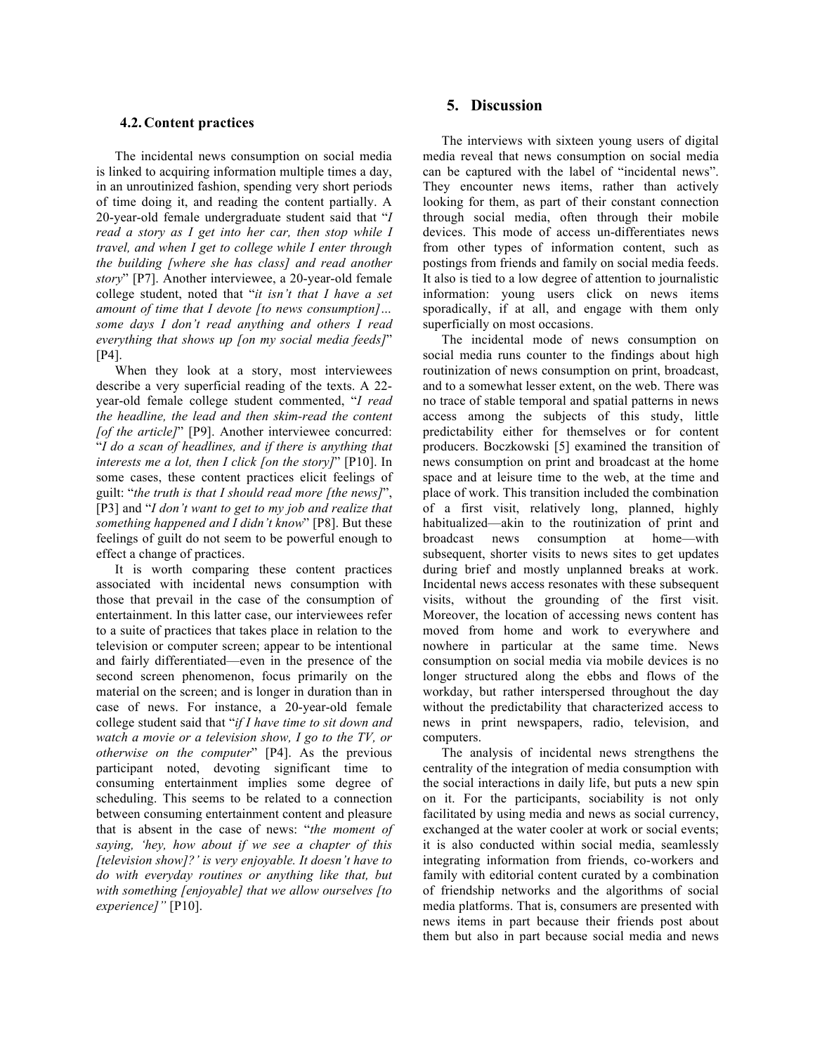### 4.2. Content practices

The incidental news consumption on social media is linked to acquiring information multiple times a day, in an unroutinized fashion, spending very short periods of time doing it, and reading the content partially. A 20-year-old female undergraduate student said that "*I read a story as I get into her car, then stop while I travel, and when I get to college while I enter through the building [where she has class] and read another story*" [P7]. Another interviewee, a 20-year-old female college student, noted that "*it isn't that I have a set amount of time that I devote [to news consumption]… some days I don't read anything and others I read everything that shows up [on my social media feeds]*" [P4].

When they look at a story, most interviewees describe a very superficial reading of the texts. A 22-year-old female college student commented, "*I read the headline, the lead and then skim-read the content [of the article]*" [P9]. Another interviewee concurred: "*I do a scan of headlines, and if there is anything that interests me a lot, then I click [on the story]*" [P10]. In some cases, these content practices elicit feelings of guilt: "*the truth is that I should read more [the news]*", [P3] and "*I don't want to get to my job and realize that something happened and I didn't know*" [P8]. But these feelings of guilt do not seem to be powerful enough to effect a change of practices.

It is worth comparing these content practices associated with incidental news consumption with those that prevail in the case of the consumption of entertainment. In this latter case, our interviewees refer to a suite of practices that takes place in relation to the television or computer screen; appear to be intentional and fairly differentiated—even in the presence of the second screen phenomenon, focus primarily on the material on the screen; and is longer in duration than in case of news. For instance, a 20-year-old female college student said that "*if I have time to sit down and watch a movie or a television show, I go to the TV, or otherwise on the computer*" [P4]. As the previous participant noted, devoting significant time to consuming entertainment implies some degree of scheduling. This seems to be related to a connection between consuming entertainment content and pleasure that is absent in the case of news: "*the moment of saying, 'hey, how about if we see a chapter of this [television show]?' is very enjoyable. It doesn't have to do with everyday routines or anything like that, but with something [enjoyable] that we allow ourselves [to experience]"* [P10].

## 5. Discussion

The interviews with sixteen young users of digital media reveal that news consumption on social media can be captured with the label of "incidental news". They encounter news items, rather than actively looking for them, as part of their constant connection through social media, often through their mobile devices. This mode of access un-differentiates news from other types of information content, such as postings from friends and family on social media feeds. It also is tied to a low degree of attention to journalistic information: young users click on news items sporadically, if at all, and engage with them only superficially on most occasions.

The incidental mode of news consumption on social media runs counter to the findings about high routinization of news consumption on print, broadcast, and to a somewhat lesser extent, on the web. There was no trace of stable temporal and spatial patterns in news access among the subjects of this study, little predictability either for themselves or for content producers. Boczkowski [5] examined the transition of news consumption on print and broadcast at the home space and at leisure time to the web, at the time and place of work. This transition included the combination of a first visit, relatively long, planned, highly habitualized—akin to the routinization of print and broadcast news consumption at home—with subsequent, shorter visits to news sites to get updates during brief and mostly unplanned breaks at work. Incidental news access resonates with these subsequent visits, without the grounding of the first visit. Moreover, the location of accessing news content has moved from home and work to everywhere and nowhere in particular at the same time. News consumption on social media via mobile devices is no longer structured along the ebbs and flows of the workday, but rather interspersed throughout the day without the predictability that characterized access to news in print newspapers, radio, television, and computers.

The analysis of incidental news strengthens the centrality of the integration of media consumption with the social interactions in daily life, but puts a new spin on it. For the participants, sociability is not only facilitated by using media and news as social currency, exchanged at the water cooler at work or social events; it is also conducted within social media, seamlessly integrating information from friends, co-workers and family with editorial content curated by a combination of friendship networks and the algorithms of social media platforms. That is, consumers are presented with news items in part because their friends post about them but also in part because social media and news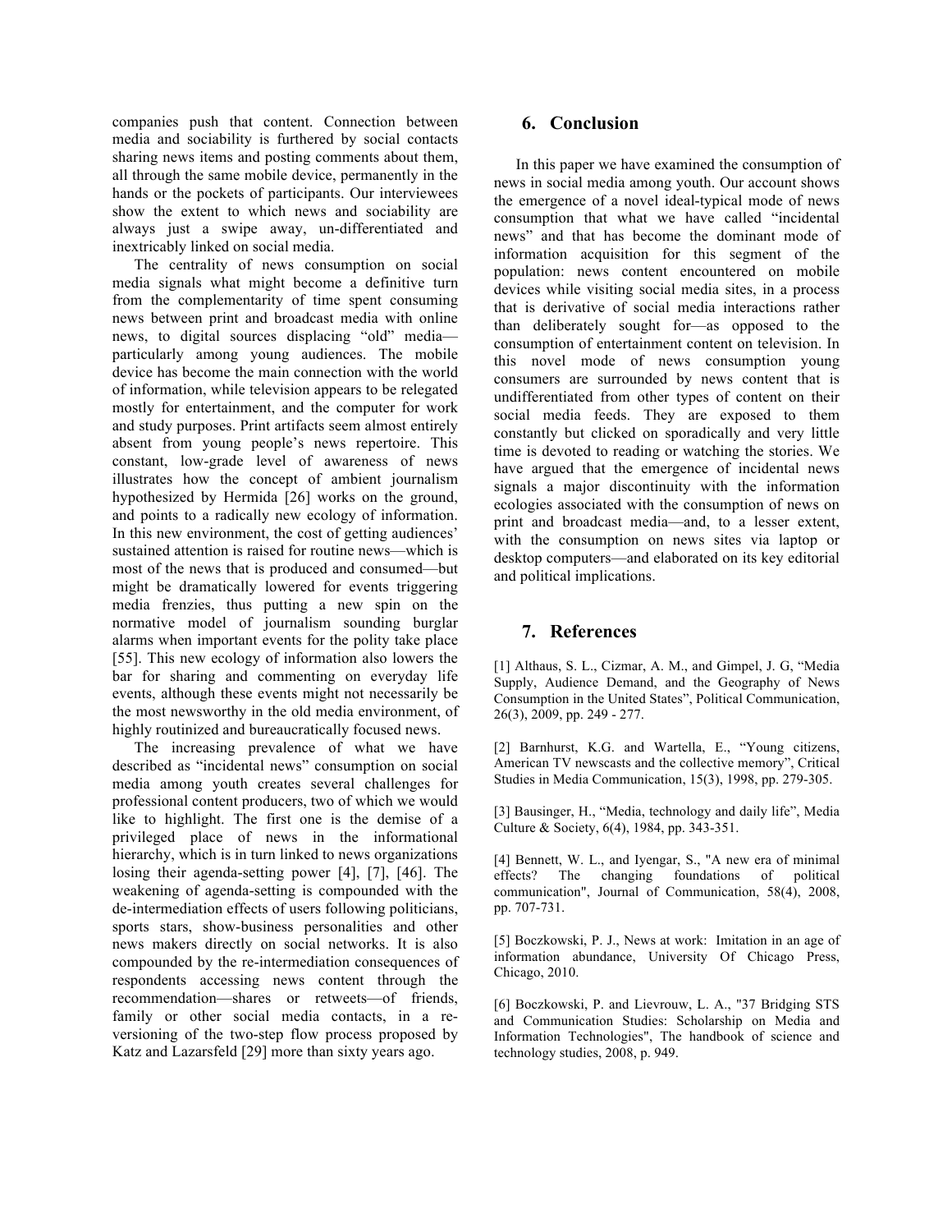companies push that content. Connection between media and sociability is furthered by social contacts sharing news items and posting comments about them, all through the same mobile device, permanently in the hands or the pockets of participants. Our interviewees show the extent to which news and sociability are always just a swipe away, un-differentiated and inextricably linked on social media.

The centrality of news consumption on social media signals what might become a definitive turn from the complementarity of time spent consuming news between print and broadcast media with online news, to digital sources displacing "old" media—particularly among young audiences. The mobile device has become the main connection with the world of information, while television appears to be relegated mostly for entertainment, and the computer for work and study purposes. Print artifacts seem almost entirely absent from young people's news repertoire. This constant, low-grade level of awareness of news illustrates how the concept of ambient journalism hypothesized by Hermida [26] works on the ground, and points to a radically new ecology of information. In this new environment, the cost of getting audiences' sustained attention is raised for routine news—which is most of the news that is produced and consumed—but might be dramatically lowered for events triggering media frenzies, thus putting a new spin on the normative model of journalism sounding burglar alarms when important events for the polity take place [55]. This new ecology of information also lowers the bar for sharing and commenting on everyday life events, although these events might not necessarily be the most newsworthy in the old media environment, of highly routinized and bureaucratically focused news.

The increasing prevalence of what we have described as "incidental news" consumption on social media among youth creates several challenges for professional content producers, two of which we would like to highlight. The first one is the demise of a privileged place of news in the informational hierarchy, which is in turn linked to news organizations losing their agenda-setting power [4], [7], [46]. The weakening of agenda-setting is compounded with the de-intermediation effects of users following politicians, sports stars, show-business personalities and other news makers directly on social networks. It is also compounded by the re-intermediation consequences of respondents accessing news content through the recommendation—shares or retweets—of friends, family or other social media contacts, in a re-versioning of the two-step flow process proposed by Katz and Lazarsfeld [29] more than sixty years ago.

## 6. Conclusion

In this paper we have examined the consumption of news in social media among youth. Our account shows the emergence of a novel ideal-typical mode of news consumption that what we have called "incidental news" and that has become the dominant mode of information acquisition for this segment of the population: news content encountered on mobile devices while visiting social media sites, in a process that is derivative of social media interactions rather than deliberately sought for—as opposed to the consumption of entertainment content on television. In this novel mode of news consumption young consumers are surrounded by news content that is undifferentiated from other types of content on their social media feeds. They are exposed to them constantly but clicked on sporadically and very little time is devoted to reading or watching the stories. We have argued that the emergence of incidental news signals a major discontinuity with the information ecologies associated with the consumption of news on print and broadcast media—and, to a lesser extent, with the consumption on news sites via laptop or desktop computers—and elaborated on its key editorial and political implications.

## 7. References

[1] Althaus, S. L., Cizmar, A. M., and Gimpel, J. G, "Media Supply, Audience Demand, and the Geography of News Consumption in the United States", Political Communication, 26(3), 2009, pp. 249 - 277.

[2] Barnhurst, K.G. and Wartella, E., "Young citizens, American TV newscasts and the collective memory", Critical Studies in Media Communication, 15(3), 1998, pp. 279-305.

[3] Bausinger, H., "Media, technology and daily life", Media Culture & Society, 6(4), 1984, pp. 343-351.

[4] Bennett, W. L., and Iyengar, S., "A new era of minimal effects? The changing foundations of political communication", Journal of Communication, 58(4), 2008, pp. 707-731.

[5] Boczkowski, P. J., News at work: Imitation in an age of information abundance, University Of Chicago Press, Chicago, 2010.

[6] Boczkowski, P. and Lievrouw, L. A., "37 Bridging STS and Communication Studies: Scholarship on Media and Information Technologies", The handbook of science and technology studies, 2008, p. 949.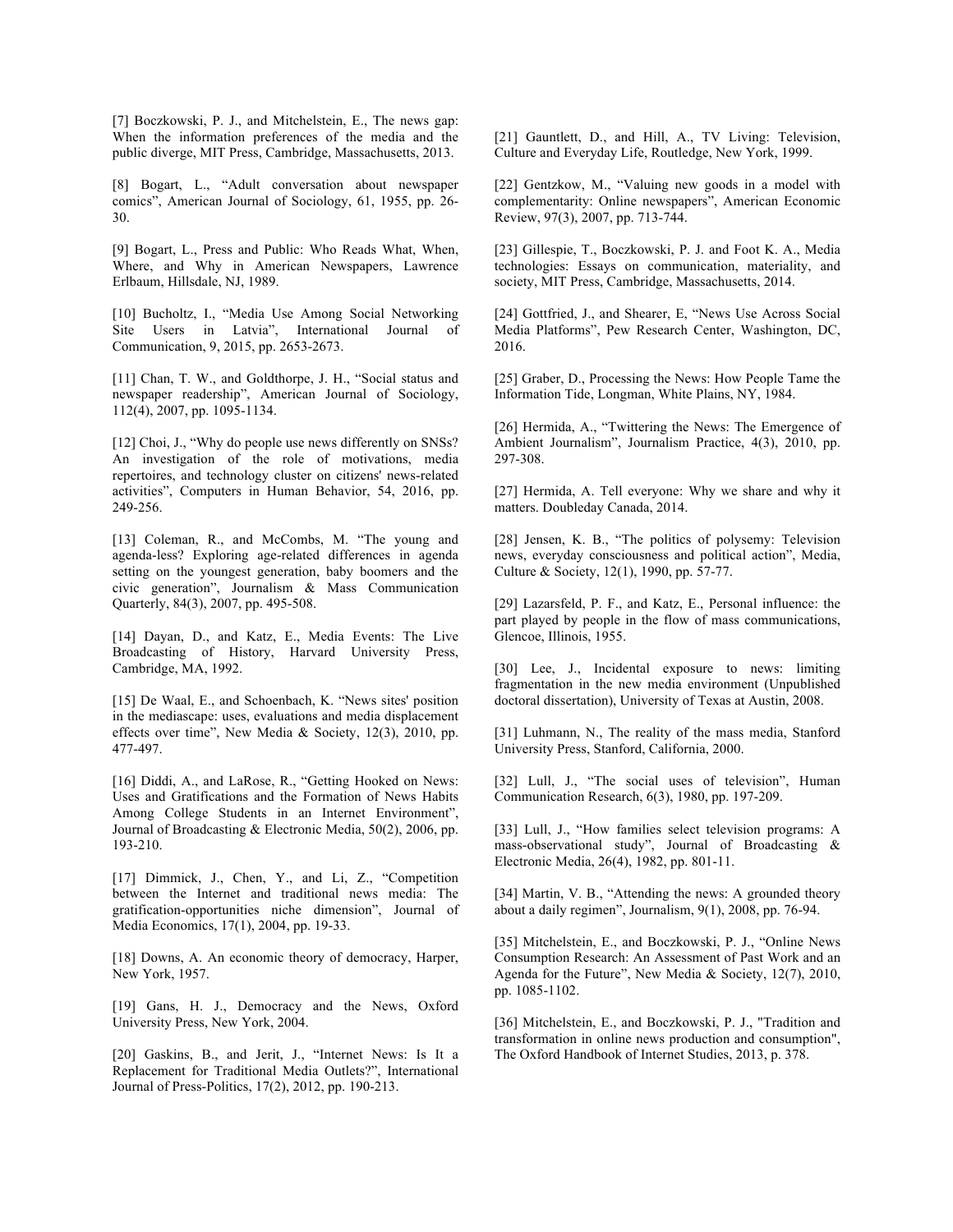[7] Boczkowski, P. J., and Mitchelstein, E., The news gap: When the information preferences of the media and the public diverge, MIT Press, Cambridge, Massachusetts, 2013.

[8] Bogart, L., "Adult conversation about newspaper comics", American Journal of Sociology, 61, 1955, pp. 26-30.

[9] Bogart, L., Press and Public: Who Reads What, When, Where, and Why in American Newspapers, Lawrence Erlbaum, Hillsdale, NJ, 1989.

[10] Bucholtz, I., "Media Use Among Social Networking Site Users in Latvia", International Journal of Communication, 9, 2015, pp. 2653-2673.

[11] Chan, T. W., and Goldthorpe, J. H., "Social status and newspaper readership", American Journal of Sociology, 112(4), 2007, pp. 1095-1134.

[12] Choi, J., "Why do people use news differently on SNSs? An investigation of the role of motivations, media repertoires, and technology cluster on citizens' news-related activities", Computers in Human Behavior, 54, 2016, pp. 249-256.

[13] Coleman, R., and McCombs, M. "The young and agenda-less? Exploring age-related differences in agenda setting on the youngest generation, baby boomers and the civic generation", Journalism & Mass Communication Quarterly, 84(3), 2007, pp. 495-508.

[14] Dayan, D., and Katz, E., Media Events: The Live Broadcasting of History, Harvard University Press, Cambridge, MA, 1992.

[15] De Waal, E., and Schoenbach, K. "News sites' position in the mediascape: uses, evaluations and media displacement effects over time", New Media & Society, 12(3), 2010, pp. 477-497.

[16] Diddi, A., and LaRose, R., "Getting Hooked on News: Uses and Gratifications and the Formation of News Habits Among College Students in an Internet Environment", Journal of Broadcasting & Electronic Media, 50(2), 2006, pp. 193-210.

[17] Dimmick, J., Chen, Y., and Li, Z., "Competition between the Internet and traditional news media: The gratification-opportunities niche dimension", Journal of Media Economics, 17(1), 2004, pp. 19-33.

[18] Downs, A. An economic theory of democracy, Harper, New York, 1957.

[19] Gans, H. J., Democracy and the News, Oxford University Press, New York, 2004.

[20] Gaskins, B., and Jerit, J., "Internet News: Is It a Replacement for Traditional Media Outlets?", International Journal of Press-Politics, 17(2), 2012, pp. 190-213.

[21] Gauntlett, D., and Hill, A., TV Living: Television, Culture and Everyday Life, Routledge, New York, 1999.

[22] Gentzkow, M., "Valuing new goods in a model with complementarity: Online newspapers", American Economic Review, 97(3), 2007, pp. 713-744.

[23] Gillespie, T., Boczkowski, P. J. and Foot K. A., Media technologies: Essays on communication, materiality, and society, MIT Press, Cambridge, Massachusetts, 2014.

[24] Gottfried, J., and Shearer, E, "News Use Across Social Media Platforms", Pew Research Center, Washington, DC, 2016.

[25] Graber, D., Processing the News: How People Tame the Information Tide, Longman, White Plains, NY, 1984.

[26] Hermida, A., "Twittering the News: The Emergence of Ambient Journalism", Journalism Practice, 4(3), 2010, pp. 297-308.

[27] Hermida, A. Tell everyone: Why we share and why it matters. Doubleday Canada, 2014.

[28] Jensen, K. B., "The politics of polysemy: Television news, everyday consciousness and political action", Media, Culture & Society, 12(1), 1990, pp. 57-77.

[29] Lazarsfeld, P. F., and Katz, E., Personal influence: the part played by people in the flow of mass communications, Glencoe, Illinois, 1955.

[30] Lee, J., Incidental exposure to news: limiting fragmentation in the new media environment (Unpublished doctoral dissertation), University of Texas at Austin, 2008.

[31] Luhmann, N., The reality of the mass media, Stanford University Press, Stanford, California, 2000.

[32] Lull, J., "The social uses of television", Human Communication Research, 6(3), 1980, pp. 197-209.

[33] Lull, J., "How families select television programs: A mass-observational study", Journal of Broadcasting & Electronic Media, 26(4), 1982, pp. 801-11.

[34] Martin, V. B., "Attending the news: A grounded theory about a daily regimen", Journalism, 9(1), 2008, pp. 76-94.

[35] Mitchelstein, E., and Boczkowski, P. J., "Online News Consumption Research: An Assessment of Past Work and an Agenda for the Future", New Media & Society, 12(7), 2010, pp. 1085-1102.

[36] Mitchelstein, E., and Boczkowski, P. J., "Tradition and transformation in online news production and consumption", The Oxford Handbook of Internet Studies, 2013, p. 378.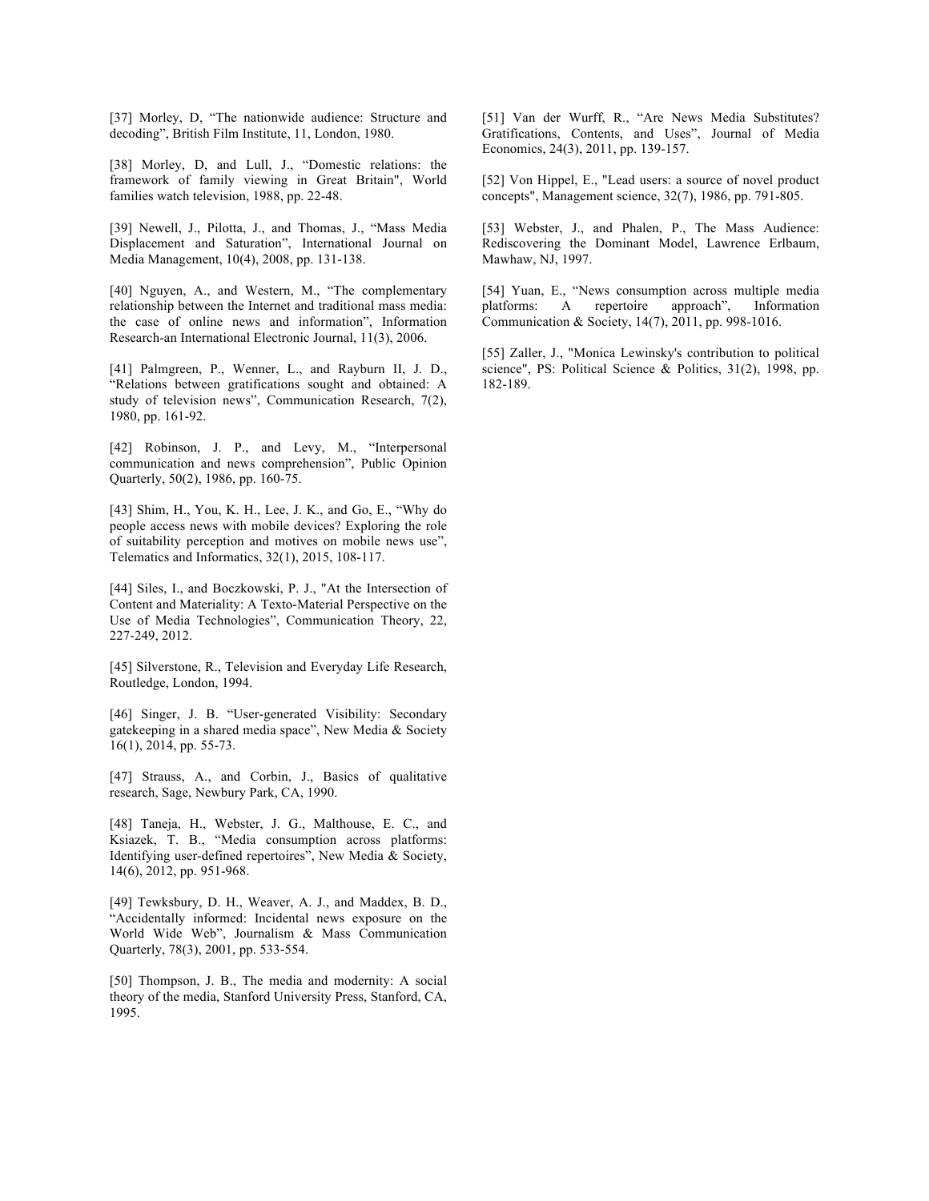[37] Morley, D, "The nationwide audience: Structure and decoding", British Film Institute, 11, London, 1980.

[38] Morley, D, and Lull, J., "Domestic relations: the framework of family viewing in Great Britain", World families watch television, 1988, pp. 22-48.

[39] Newell, J., Pilotta, J., and Thomas, J., "Mass Media Displacement and Saturation", International Journal on Media Management, 10(4), 2008, pp. 131-138.

[40] Nguyen, A., and Western, M., "The complementary relationship between the Internet and traditional mass media: the case of online news and information", Information Research-an International Electronic Journal, 11(3), 2006.

[41] Palmgreen, P., Wenner, L., and Rayburn II, J. D., "Relations between gratifications sought and obtained: A study of television news", Communication Research, 7(2), 1980, pp. 161-92.

[42] Robinson, J. P., and Levy, M., "Interpersonal communication and news comprehension", Public Opinion Quarterly, 50(2), 1986, pp. 160-75.

[43] Shim, H., You, K. H., Lee, J. K., and Go, E., "Why do people access news with mobile devices? Exploring the role of suitability perception and motives on mobile news use", Telematics and Informatics, 32(1), 2015, 108-117.

[44] Siles, I., and Boczkowski, P. J., "At the Intersection of Content and Materiality: A Texto-Material Perspective on the Use of Media Technologies", Communication Theory, 22, 227-249, 2012.

[45] Silverstone, R., Television and Everyday Life Research, Routledge, London, 1994.

[46] Singer, J. B. "User-generated Visibility: Secondary gatekeeping in a shared media space", New Media & Society 16(1), 2014, pp. 55-73.

[47] Strauss, A., and Corbin, J., Basics of qualitative research, Sage, Newbury Park, CA, 1990.

[48] Taneja, H., Webster, J. G., Malthouse, E. C., and Ksiazek, T. B., "Media consumption across platforms: Identifying user-defined repertoires", New Media & Society, 14(6), 2012, pp. 951-968.

[49] Tewksbury, D. H., Weaver, A. J., and Maddex, B. D., "Accidentally informed: Incidental news exposure on the World Wide Web", Journalism & Mass Communication Quarterly, 78(3), 2001, pp. 533-554.

[50] Thompson, J. B., The media and modernity: A social theory of the media, Stanford University Press, Stanford, CA, 1995.

[51] Van der Wurff, R., "Are News Media Substitutes? Gratifications, Contents, and Uses", Journal of Media Economics, 24(3), 2011, pp. 139-157.

[52] Von Hippel, E., "Lead users: a source of novel product concepts", Management science, 32(7), 1986, pp. 791-805.

[53] Webster, J., and Phalen, P., The Mass Audience: Rediscovering the Dominant Model, Lawrence Erlbaum, Mawhaw, NJ, 1997.

[54] Yuan, E., "News consumption across multiple media platforms: A repertoire approach", Information Communication & Society, 14(7), 2011, pp. 998-1016.

[55] Zaller, J., "Monica Lewinsky's contribution to political science", PS: Political Science & Politics, 31(2), 1998, pp. 182-189.